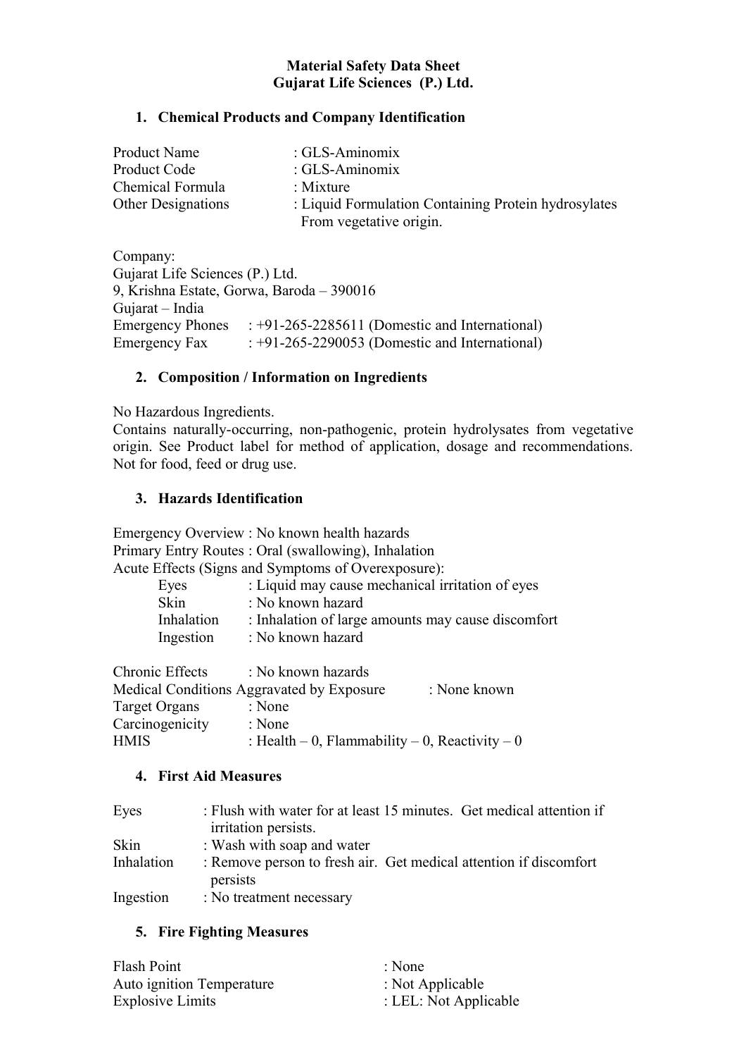# Material Safety Data Sheet
# Gujarat Life Sciences (P.) Ltd.

## 1. Chemical Products and Company Identification

| | |
|---|---|
| Product Name | : GLS-Aminomix |
| Product Code | : GLS-Aminomix |
| Chemical Formula | : Mixture |
| Other Designations | : Liquid Formulation Containing Protein hydrosylates From vegetative origin. |

Company:
Gujarat Life Sciences (P.) Ltd.
9, Krishna Estate, Gorwa, Baroda – 390016
Gujarat – India

| | |
|---|---|
| Emergency Phones | : +91-265-2285611 (Domestic and International) |
| Emergency Fax | : +91-265-2290053 (Domestic and International) |

## 2. Composition / Information on Ingredients

No Hazardous Ingredients.
Contains naturally-occurring, non-pathogenic, protein hydrolysates from vegetative origin. See Product label for method of application, dosage and recommendations. Not for food, feed or drug use.

## 3. Hazards Identification

Emergency Overview : No known health hazards
Primary Entry Routes : Oral (swallowing), Inhalation
Acute Effects (Signs and Symptoms of Overexposure):

| | |
|---|---|
| Eyes | : Liquid may cause mechanical irritation of eyes |
| Skin | : No known hazard |
| Inhalation | : Inhalation of large amounts may cause discomfort |
| Ingestion | : No known hazard |

| | |
|---|---|
| Chronic Effects | : No known hazards |
| Medical Conditions Aggravated by Exposure | : None known |
| Target Organs | : None |
| Carcinogenicity | : None |
| HMIS | : Health – 0, Flammability – 0, Reactivity – 0 |

## 4. First Aid Measures

| | |
|---|---|
| Eyes | : Flush with water for at least 15 minutes. Get medical attention if irritation persists. |
| Skin | : Wash with soap and water |
| Inhalation | : Remove person to fresh air. Get medical attention if discomfort persists |
| Ingestion | : No treatment necessary |

## 5. Fire Fighting Measures

| | |
|---|---|
| Flash Point | : None |
| Auto ignition Temperature | : Not Applicable |
| Explosive Limits | : LEL: Not Applicable |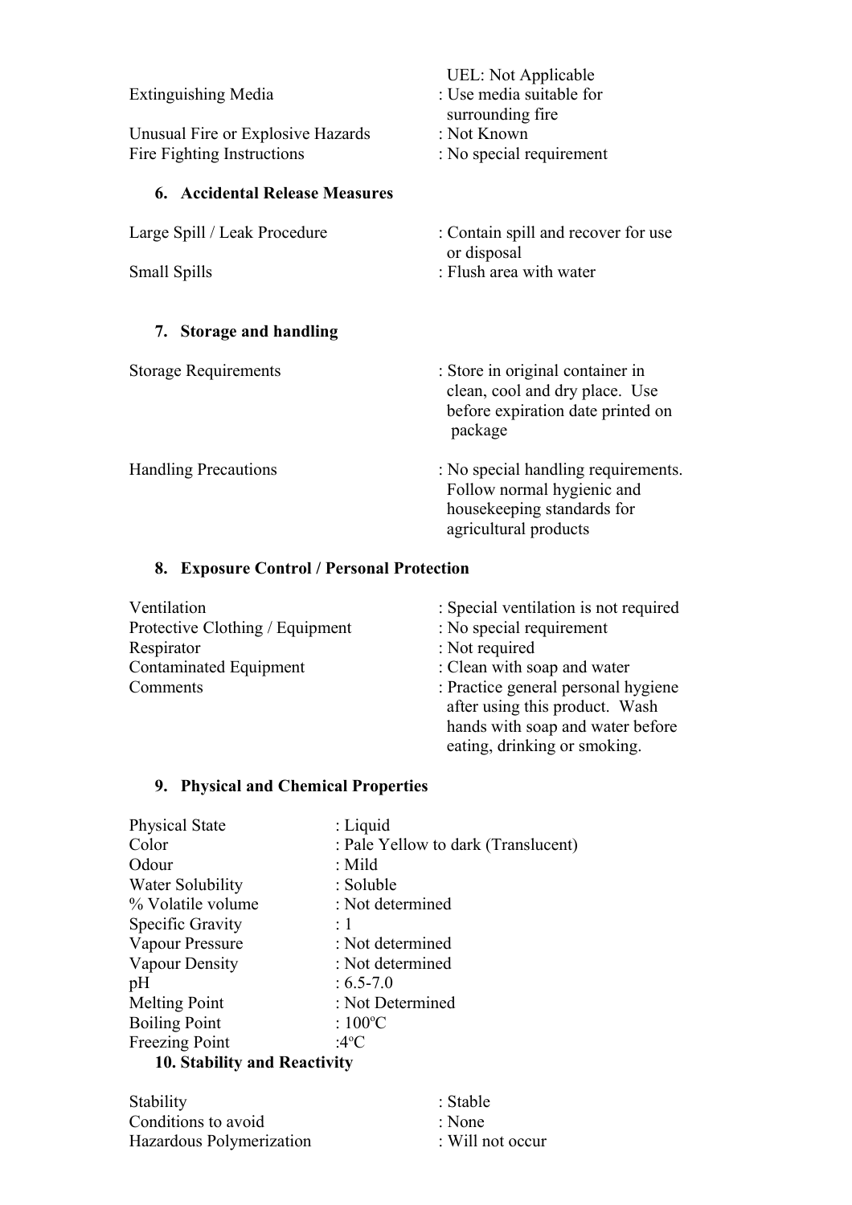| | |
|---|---|
| | UEL: Not Applicable |
| Extinguishing Media | : Use media suitable for surrounding fire |
| Unusual Fire or Explosive Hazards | : Not Known |
| Fire Fighting Instructions | : No special requirement |

## 6. Accidental Release Measures

| | |
|---|---|
| Large Spill / Leak Procedure | : Contain spill and recover for use or disposal |
| Small Spills | : Flush area with water |

## 7. Storage and handling

| | |
|---|---|
| Storage Requirements | : Store in original container in clean, cool and dry place. Use before expiration date printed on package |
| Handling Precautions | : No special handling requirements. Follow normal hygienic and housekeeping standards for agricultural products |

## 8. Exposure Control / Personal Protection

| | |
|---|---|
| Ventilation | : Special ventilation is not required |
| Protective Clothing / Equipment | : No special requirement |
| Respirator | : Not required |
| Contaminated Equipment | : Clean with soap and water |
| Comments | : Practice general personal hygiene after using this product. Wash hands with soap and water before eating, drinking or smoking. |

## 9. Physical and Chemical Properties

| | |
|---|---|
| Physical State | : Liquid |
| Color | : Pale Yellow to dark (Translucent) |
| Odour | : Mild |
| Water Solubility | : Soluble |
| % Volatile volume | : Not determined |
| Specific Gravity | : 1 |
| Vapour Pressure | : Not determined |
| Vapour Density | : Not determined |
| pH | : 6.5-7.0 |
| Melting Point | : Not Determined |
| Boiling Point | : 100$^{o}$C |
| Freezing Point | :4$^{o}$C |

## 10. Stability and Reactivity

| | |
|---|---|
| Stability | : Stable |
| Conditions to avoid | : None |
| Hazardous Polymerization | : Will not occur |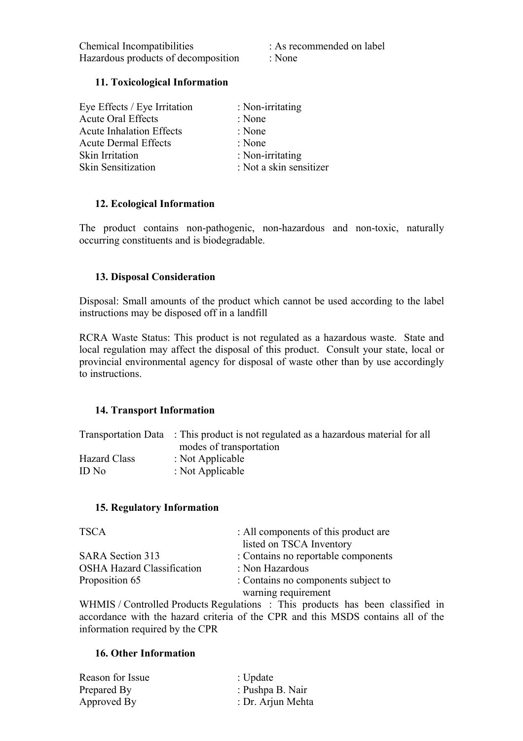| | |
|---|---|
| Chemical Incompatibilities | : As recommended on label |
| Hazardous products of decomposition | : None |

### 11. Toxicological Information

| | |
|---|---|
| Eye Effects / Eye Irritation | : Non-irritating |
| Acute Oral Effects | : None |
| Acute Inhalation Effects | : None |
| Acute Dermal Effects | : None |
| Skin Irritation | : Non-irritating |
| Skin Sensitization | : Not a skin sensitizer |

### 12. Ecological Information

The product contains non-pathogenic, non-hazardous and non-toxic, naturally occurring constituents and is biodegradable.

### 13. Disposal Consideration

Disposal: Small amounts of the product which cannot be used according to the label instructions may be disposed off in a landfill

RCRA Waste Status: This product is not regulated as a hazardous waste. State and local regulation may affect the disposal of this product. Consult your state, local or provincial environmental agency for disposal of waste other than by use accordingly to instructions.

### 14. Transport Information

| | |
|---|---|
| Transportation Data | : This product is not regulated as a hazardous material for all modes of transportation |
| Hazard Class | : Not Applicable |
| ID No | : Not Applicable |

### 15. Regulatory Information

| | |
|---|---|
| TSCA | : All components of this product are listed on TSCA Inventory |
| SARA Section 313 | : Contains no reportable components |
| OSHA Hazard Classification | : Non Hazardous |
| Proposition 65 | : Contains no components subject to warning requirement |

WHMIS / Controlled Products Regulations : This products has been classified in accordance with the hazard criteria of the CPR and this MSDS contains all of the information required by the CPR

### 16. Other Information

| | |
|---|---|
| Reason for Issue | : Update |
| Prepared By | : Pushpa B. Nair |
| Approved By | : Dr. Arjun Mehta |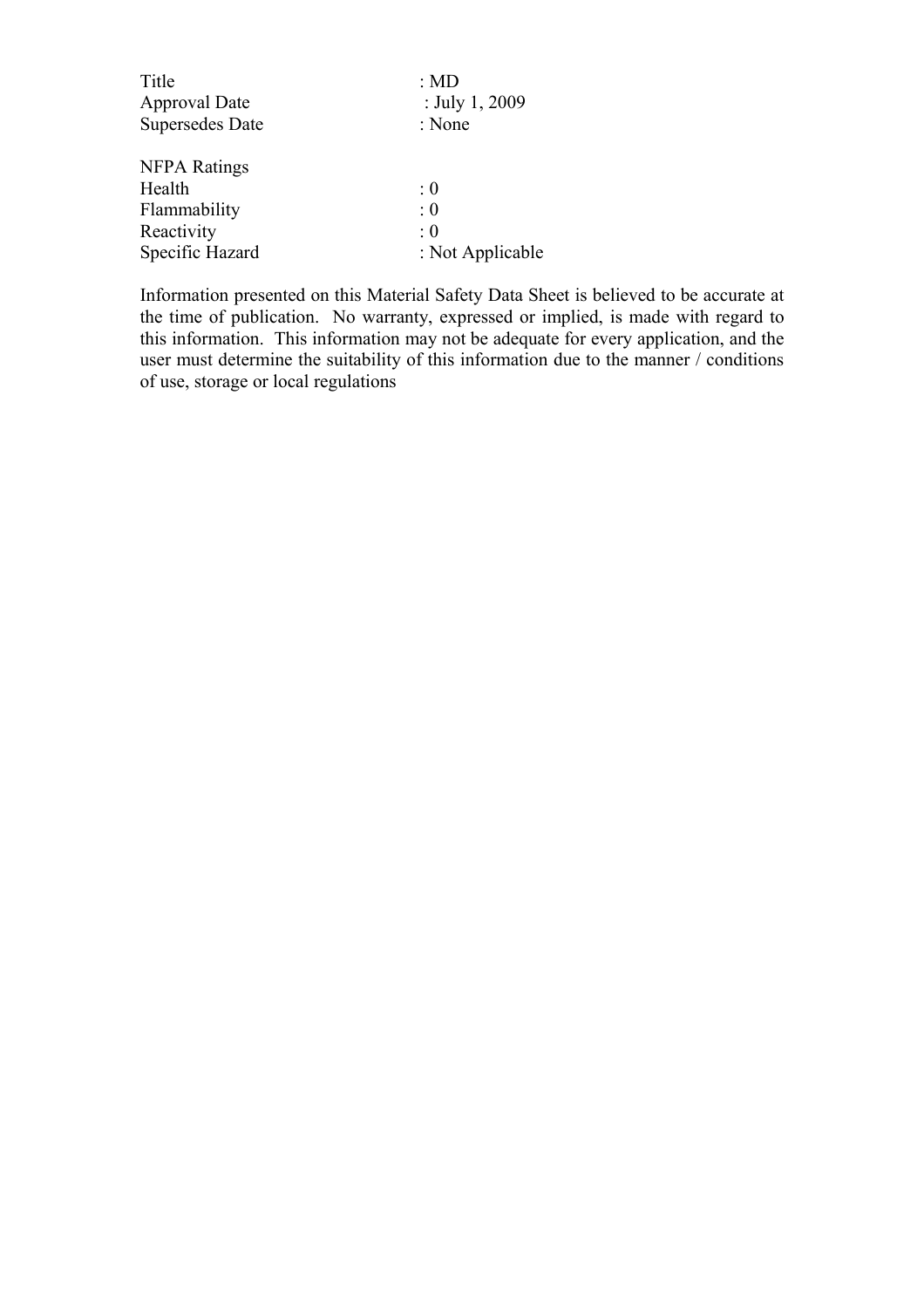| | |
|---|---|
| Title | : MD |
| Approval Date | : July 1, 2009 |
| Supersedes Date | : None |

NFPA Ratings

| | |
|---|---|
| Health | : 0 |
| Flammability | : 0 |
| Reactivity | : 0 |
| Specific Hazard | : Not Applicable |

Information presented on this Material Safety Data Sheet is believed to be accurate at the time of publication. No warranty, expressed or implied, is made with regard to this information. This information may not be adequate for every application, and the user must determine the suitability of this information due to the manner / conditions of use, storage or local regulations